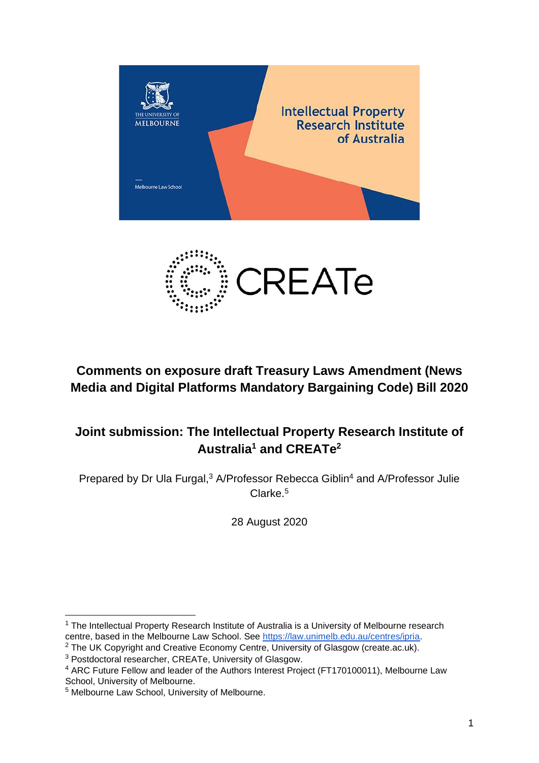# Comments on exposure draft Treasury Laws Amendment (News Media and Digital Platforms Mandatory Bargaining Code) Bill 2020

## Joint submission: The Intellectual Property Research Institute of Australia[1] and CREATe[2]

Prepared by Dr Ula Furgal,[3] A/Professor Rebecca Giblin[4] and A/Professor Julie Clarke.[5]

28 August 2020

---

[1] The Intellectual Property Research Institute of Australia is a University of Melbourne research centre, based in the Melbourne Law School. See https://law.unimelb.edu.au/centres/ipria.

[2] The UK Copyright and Creative Economy Centre, University of Glasgow (create.ac.uk).

[3] Postdoctoral researcher, CREATe, University of Glasgow.

[4] ARC Future Fellow and leader of the Authors Interest Project (FT170100011), Melbourne Law School, University of Melbourne.

[5] Melbourne Law School, University of Melbourne.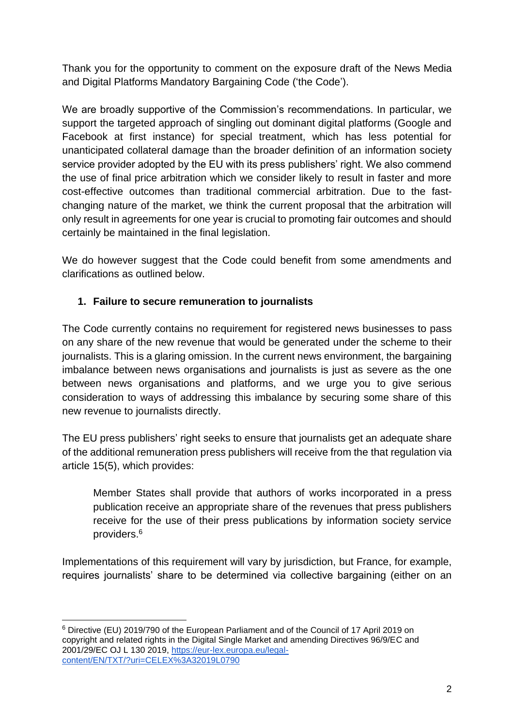Thank you for the opportunity to comment on the exposure draft of the News Media and Digital Platforms Mandatory Bargaining Code ('the Code').

We are broadly supportive of the Commission's recommendations. In particular, we support the targeted approach of singling out dominant digital platforms (Google and Facebook at first instance) for special treatment, which has less potential for unanticipated collateral damage than the broader definition of an information society service provider adopted by the EU with its press publishers' right. We also commend the use of final price arbitration which we consider likely to result in faster and more cost-effective outcomes than traditional commercial arbitration. Due to the fast-changing nature of the market, we think the current proposal that the arbitration will only result in agreements for one year is crucial to promoting fair outcomes and should certainly be maintained in the final legislation.

We do however suggest that the Code could benefit from some amendments and clarifications as outlined below.

1. **Failure to secure remuneration to journalists**

The Code currently contains no requirement for registered news businesses to pass on any share of the new revenue that would be generated under the scheme to their journalists. This is a glaring omission. In the current news environment, the bargaining imbalance between news organisations and journalists is just as severe as the one between news organisations and platforms, and we urge you to give serious consideration to ways of addressing this imbalance by securing some share of this new revenue to journalists directly.

The EU press publishers' right seeks to ensure that journalists get an adequate share of the additional remuneration press publishers will receive from the that regulation via article 15(5), which provides:

> Member States shall provide that authors of works incorporated in a press publication receive an appropriate share of the revenues that press publishers receive for the use of their press publications by information society service providers.[6]

Implementations of this requirement will vary by jurisdiction, but France, for example, requires journalists' share to be determined via collective bargaining (either on an

---

[6] Directive (EU) 2019/790 of the European Parliament and of the Council of 17 April 2019 on copyright and related rights in the Digital Single Market and amending Directives 96/9/EC and 2001/29/EC OJ L 130 2019, https://eur-lex.europa.eu/legal-content/EN/TXT/?uri=CELEX%3A32019L0790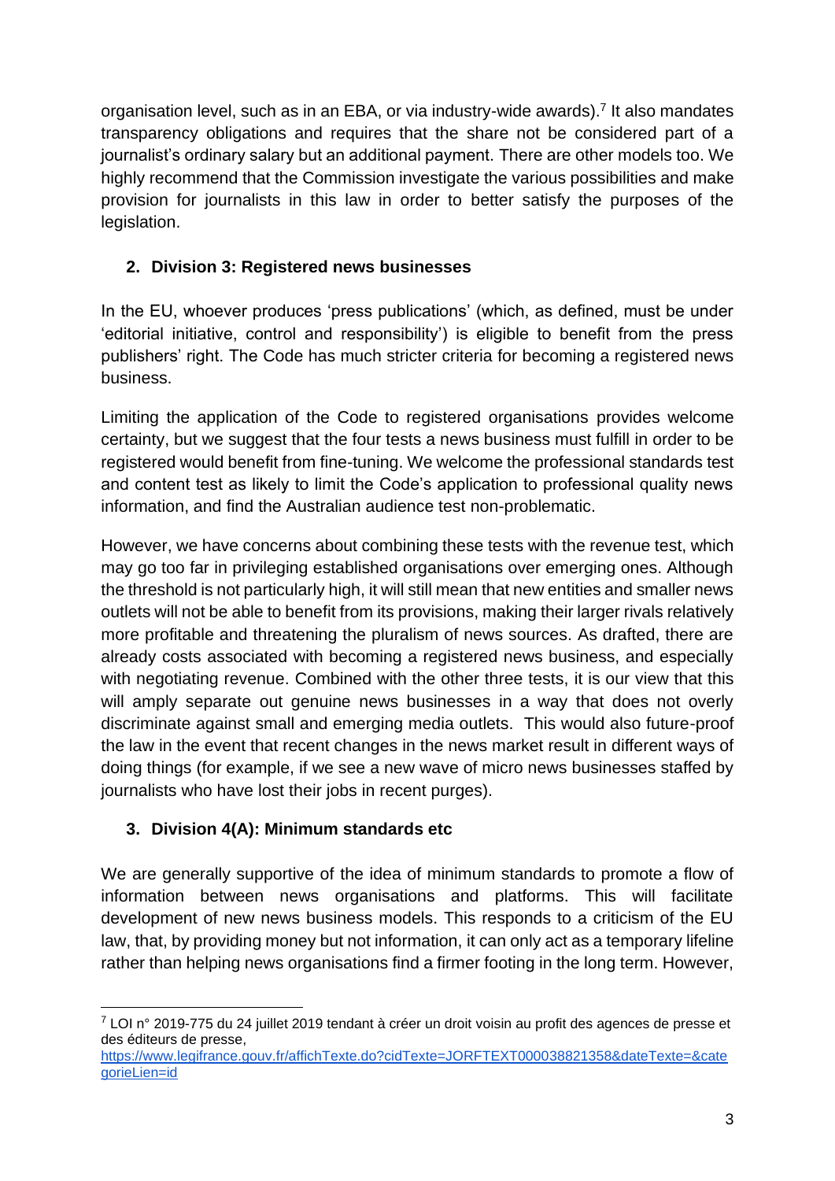organisation level, such as in an EBA, or via industry-wide awards).[7] It also mandates transparency obligations and requires that the share not be considered part of a journalist's ordinary salary but an additional payment. There are other models too. We highly recommend that the Commission investigate the various possibilities and make provision for journalists in this law in order to better satisfy the purposes of the legislation.

## 2. Division 3: Registered news businesses

In the EU, whoever produces 'press publications' (which, as defined, must be under 'editorial initiative, control and responsibility') is eligible to benefit from the press publishers' right. The Code has much stricter criteria for becoming a registered news business.

Limiting the application of the Code to registered organisations provides welcome certainty, but we suggest that the four tests a news business must fulfill in order to be registered would benefit from fine-tuning. We welcome the professional standards test and content test as likely to limit the Code's application to professional quality news information, and find the Australian audience test non-problematic.

However, we have concerns about combining these tests with the revenue test, which may go too far in privileging established organisations over emerging ones. Although the threshold is not particularly high, it will still mean that new entities and smaller news outlets will not be able to benefit from its provisions, making their larger rivals relatively more profitable and threatening the pluralism of news sources. As drafted, there are already costs associated with becoming a registered news business, and especially with negotiating revenue. Combined with the other three tests, it is our view that this will amply separate out genuine news businesses in a way that does not overly discriminate against small and emerging media outlets. This would also future-proof the law in the event that recent changes in the news market result in different ways of doing things (for example, if we see a new wave of micro news businesses staffed by journalists who have lost their jobs in recent purges).

## 3. Division 4(A): Minimum standards etc

We are generally supportive of the idea of minimum standards to promote a flow of information between news organisations and platforms. This will facilitate development of new news business models. This responds to a criticism of the EU law, that, by providing money but not information, it can only act as a temporary lifeline rather than helping news organisations find a firmer footing in the long term. However,

---

[7] LOI n° 2019-775 du 24 juillet 2019 tendant à créer un droit voisin au profit des agences de presse et des éditeurs de presse, https://www.legifrance.gouv.fr/affichTexte.do?cidTexte=JORFTEXT000038821358&dateTexte=&categorieLien=id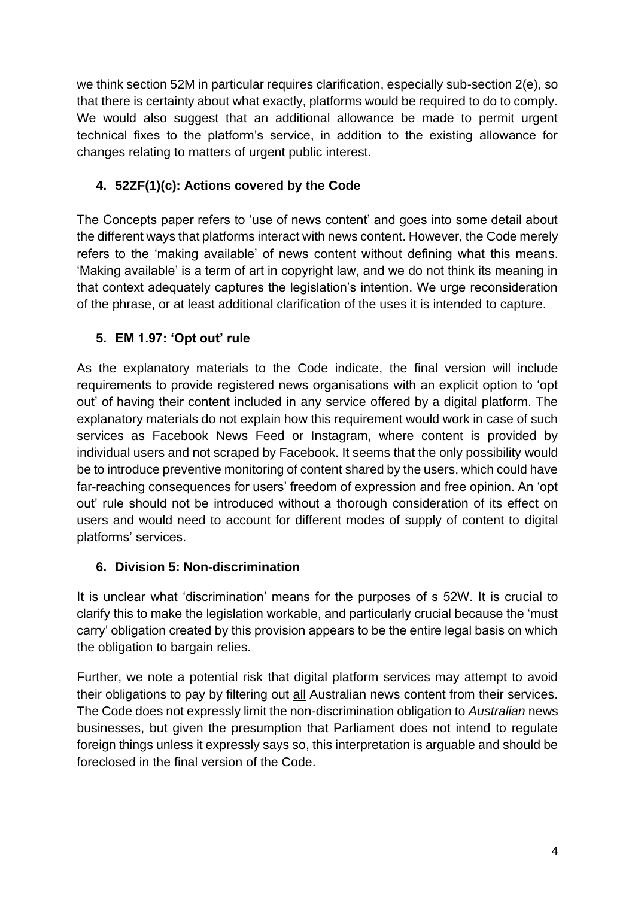we think section 52M in particular requires clarification, especially sub-section 2(e), so that there is certainty about what exactly, platforms would be required to do to comply. We would also suggest that an additional allowance be made to permit urgent technical fixes to the platform's service, in addition to the existing allowance for changes relating to matters of urgent public interest.

### 4. 52ZF(1)(c): Actions covered by the Code

The Concepts paper refers to 'use of news content' and goes into some detail about the different ways that platforms interact with news content. However, the Code merely refers to the 'making available' of news content without defining what this means. 'Making available' is a term of art in copyright law, and we do not think its meaning in that context adequately captures the legislation's intention. We urge reconsideration of the phrase, or at least additional clarification of the uses it is intended to capture.

### 5. EM 1.97: 'Opt out' rule

As the explanatory materials to the Code indicate, the final version will include requirements to provide registered news organisations with an explicit option to 'opt out' of having their content included in any service offered by a digital platform. The explanatory materials do not explain how this requirement would work in case of such services as Facebook News Feed or Instagram, where content is provided by individual users and not scraped by Facebook. It seems that the only possibility would be to introduce preventive monitoring of content shared by the users, which could have far-reaching consequences for users' freedom of expression and free opinion. An 'opt out' rule should not be introduced without a thorough consideration of its effect on users and would need to account for different modes of supply of content to digital platforms' services.

### 6. Division 5: Non-discrimination

It is unclear what 'discrimination' means for the purposes of s 52W. It is crucial to clarify this to make the legislation workable, and particularly crucial because the 'must carry' obligation created by this provision appears to be the entire legal basis on which the obligation to bargain relies.

Further, we note a potential risk that digital platform services may attempt to avoid their obligations to pay by filtering out <u>all</u> Australian news content from their services. The Code does not expressly limit the non-discrimination obligation to *Australian* news businesses, but given the presumption that Parliament does not intend to regulate foreign things unless it expressly says so, this interpretation is arguable and should be foreclosed in the final version of the Code.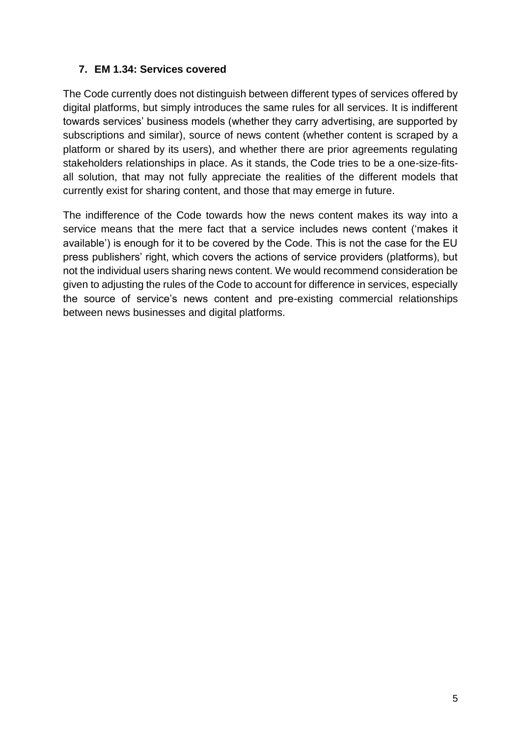### 7. EM 1.34: Services covered

The Code currently does not distinguish between different types of services offered by digital platforms, but simply introduces the same rules for all services. It is indifferent towards services' business models (whether they carry advertising, are supported by subscriptions and similar), source of news content (whether content is scraped by a platform or shared by its users), and whether there are prior agreements regulating stakeholders relationships in place. As it stands, the Code tries to be a one-size-fits-all solution, that may not fully appreciate the realities of the different models that currently exist for sharing content, and those that may emerge in future.

The indifference of the Code towards how the news content makes its way into a service means that the mere fact that a service includes news content ('makes it available') is enough for it to be covered by the Code. This is not the case for the EU press publishers' right, which covers the actions of service providers (platforms), but not the individual users sharing news content. We would recommend consideration be given to adjusting the rules of the Code to account for difference in services, especially the source of service's news content and pre-existing commercial relationships between news businesses and digital platforms.